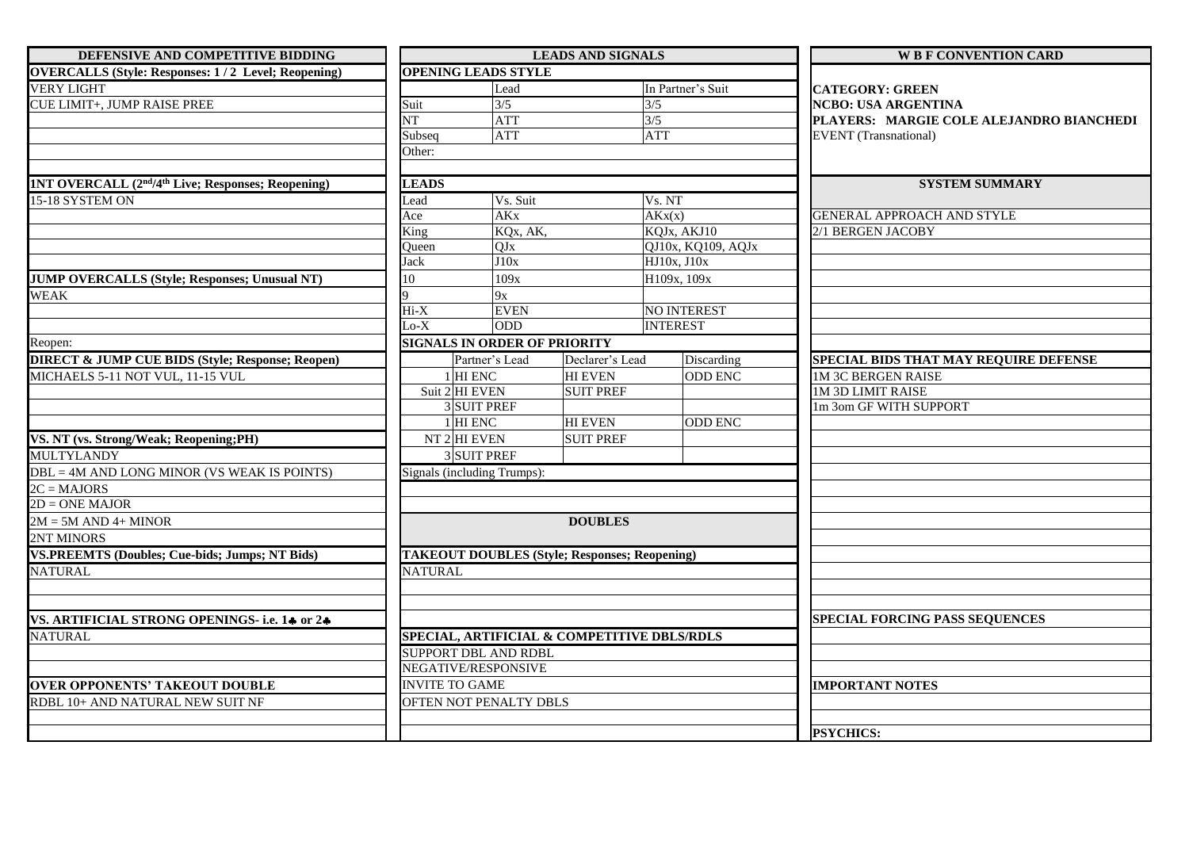## DEFENSIVE AND COMPETITIVE BIDDING

**OVERCALLS (Style: Responses: 1 / 2 Level; Reopening)**

VERY LIGHT

CUE LIMIT+, JUMP RAISE PREE

**1NT OVERCALL (2nd/4th Live; Responses; Reopening)**

15-18 SYSTEM ON

**JUMP OVERCALLS (Style; Responses; Unusual NT)**

WEAK

Reopen:

**DIRECT & JUMP CUE BIDS (Style; Response; Reopen)**

MICHAELS 5-11 NOT VUL, 11-15 VUL

**VS. NT (vs. Strong/Weak; Reopening;PH)**

MULTYLANDY

DBL = 4M AND LONG MINOR (VS WEAK IS POINTS)

2C = MAJORS

2D = ONE MAJOR

2M = 5M AND 4+ MINOR

2NT MINORS

**VS.PREEMTS (Doubles; Cue-bids; Jumps; NT Bids)**

NATURAL

**VS. ARTIFICIAL STRONG OPENINGS- i.e. 1♣ or 2♣**

NATURAL

**OVER OPPONENTS' TAKEOUT DOUBLE**

RDBL 10+ AND NATURAL NEW SUIT NF

## LEADS AND SIGNALS

**OPENING LEADS STYLE**

| | Lead | In Partner's Suit |
|---|---|---|
| Suit | 3/5 | 3/5 |
| NT | ATT | 3/5 |
| Subseq | ATT | ATT |
| Other: | | |

**LEADS**

| Lead | Vs. Suit | Vs. NT |
|---|---|---|
| Ace | AKx | AKx(x) |
| King | KQx, AK, | KQJx, AKJ10 |
| Queen | QJx | QJ10x, KQ109, AQJx |
| Jack | J10x | HJ10x, J10x |
| 10 | 109x | H109x, 109x |
| 9 | 9x | |
| Hi-X | EVEN | NO INTEREST |
| Lo-X | ODD | INTEREST |

**SIGNALS IN ORDER OF PRIORITY**

| | | Partner's Lead | Declarer's Lead | Discarding |
|---|---|---|---|---|
| Suit | 1 | HI ENC | HI EVEN | ODD ENC |
| | 2 | HI EVEN | SUIT PREF | |
| | 3 | SUIT PREF | | |
| NT | 1 | HI ENC | HI EVEN | ODD ENC |
| | 2 | HI EVEN | SUIT PREF | |
| | 3 | SUIT PREF | | |

Signals (including Trumps):

## DOUBLES

**TAKEOUT DOUBLES (Style; Responses; Reopening)**

NATURAL

**SPECIAL, ARTIFICIAL & COMPETITIVE DBLS/RDLS**

SUPPORT DBL AND RDBL

NEGATIVE/RESPONSIVE

INVITE TO GAME

OFTEN NOT PENALTY DBLS

## W B F CONVENTION CARD

**CATEGORY: GREEN**

**NCBO: USA ARGENTINA**

**PLAYERS: MARGIE COLE ALEJANDRO BIANCHEDI**

EVENT (Transnational)

## SYSTEM SUMMARY

GENERAL APPROACH AND STYLE

2/1 BERGEN JACOBY

**SPECIAL BIDS THAT MAY REQUIRE DEFENSE**

1M 3C BERGEN RAISE

1M 3D LIMIT RAISE

1m 3om GF WITH SUPPORT

**SPECIAL FORCING PASS SEQUENCES**

**IMPORTANT NOTES**

**PSYCHICS:**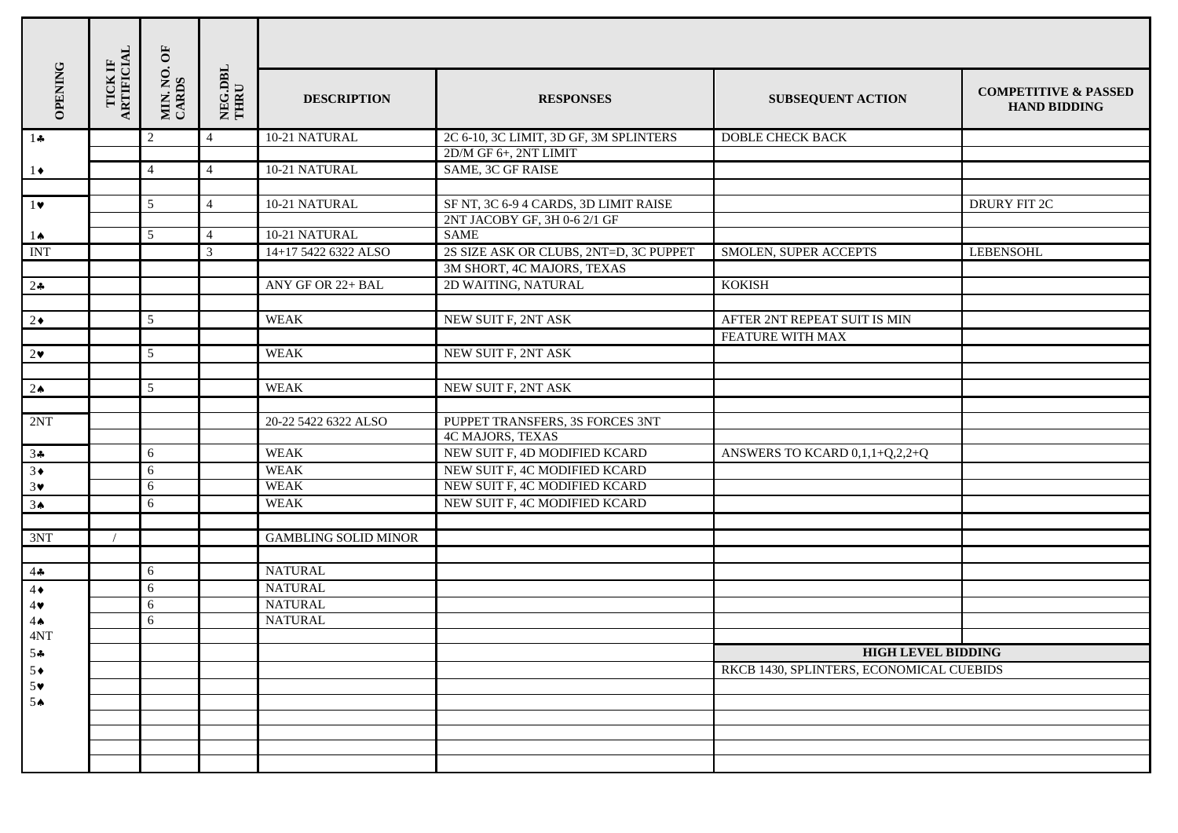| OPENING | TICK IF ARTIFICIAL | MIN. NO. OF CARDS | NEG.DBL THRU | DESCRIPTION | RESPONSES | SUBSEQUENT ACTION | COMPETITIVE & PASSED HAND BIDDING |
|---|---|---|---|---|---|---|---|
| 1♣ | | 2 | 4 | 10-21 NATURAL | 2C 6-10, 3C LIMIT, 3D GF, 3M SPLINTERS | DOBLE CHECK BACK | |
| | | | | | 2D/M GF 6+, 2NT LIMIT | | |
| 1♦ | | 4 | 4 | 10-21 NATURAL | SAME, 3C GF RAISE | | |
| | | | | | | | |
| 1♥ | | 5 | 4 | 10-21 NATURAL | SF NT, 3C 6-9 4 CARDS, 3D LIMIT RAISE | | DRURY FIT 2C |
| | | | | | 2NT JACOBY GF, 3H 0-6 2/1 GF | | |
| 1♠ | | 5 | 4 | 10-21 NATURAL | SAME | | |
| INT | | | 3 | 14+17 5422 6322 ALSO | 2S SIZE ASK OR CLUBS, 2NT=D, 3C PUPPET | SMOLEN, SUPER ACCEPTS | LEBENSOHL |
| | | | | | 3M SHORT, 4C MAJORS, TEXAS | | |
| 2♣ | | | | ANY GF OR 22+ BAL | 2D WAITING, NATURAL | KOKISH | |
| | | | | | | | |
| 2♦ | | 5 | | WEAK | NEW SUIT F, 2NT ASK | AFTER 2NT REPEAT SUIT IS MIN | |
| | | | | | | FEATURE WITH MAX | |
| 2♥ | | 5 | | WEAK | NEW SUIT F, 2NT ASK | | |
| | | | | | | | |
| 2♠ | | 5 | | WEAK | NEW SUIT F, 2NT ASK | | |
| | | | | | | | |
| 2NT | | | | 20-22 5422 6322 ALSO | PUPPET TRANSFERS, 3S FORCES 3NT | | |
| | | | | | 4C MAJORS, TEXAS | | |
| 3♣ | | 6 | | WEAK | NEW SUIT F, 4D MODIFIED KCARD | ANSWERS TO KCARD 0,1,1+Q,2,2+Q | |
| 3♦ | | 6 | | WEAK | NEW SUIT F, 4C MODIFIED KCARD | | |
| 3♥ | | 6 | | WEAK | NEW SUIT F, 4C MODIFIED KCARD | | |
| 3♠ | | 6 | | WEAK | NEW SUIT F, 4C MODIFIED KCARD | | |
| | | | | | | | |
| 3NT | / | | | GAMBLING SOLID MINOR | | | |
| | | | | | | | |
| 4♣ | | 6 | | NATURAL | | | |
| 4♦ | | 6 | | NATURAL | | | |
| 4♥ | | 6 | | NATURAL | | | |
| 4♠ | | 6 | | NATURAL | | | |
| 4NT | | | | | | | |
| 5♣ | | | | | | **HIGH LEVEL BIDDING** | |
| 5♦ | | | | | | RKCB 1430, SPLINTERS, ECONOMICAL CUEBIDS | |
| 5♥ | | | | | | | |
| 5♠ | | | | | | | |